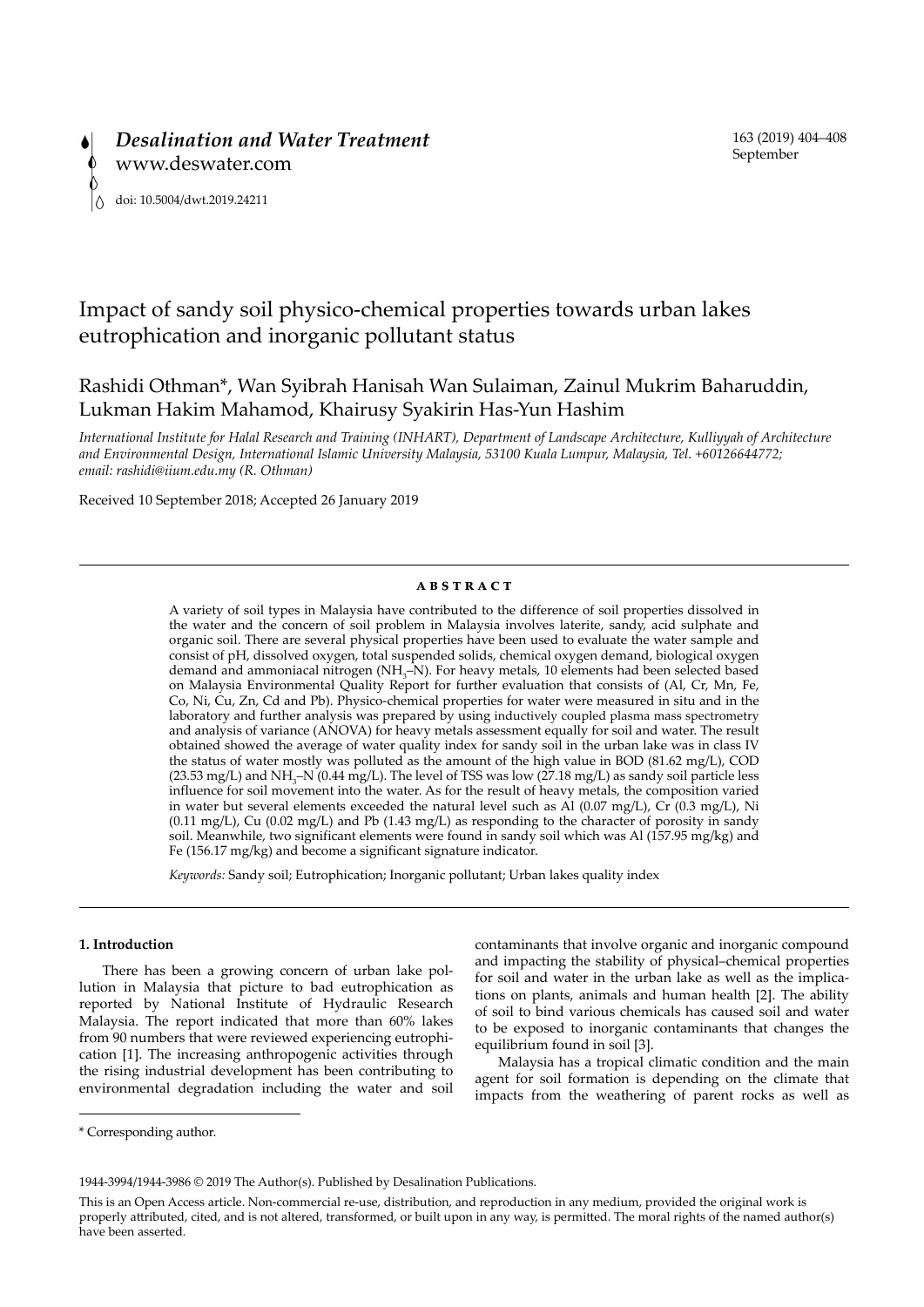# Impact of sandy soil physico-chemical properties towards urban lakes eutrophication and inorganic pollutant status

Rashidi Othman*, Wan Syibrah Hanisah Wan Sulaiman, Zainul Mukrim Baharuddin, Lukman Hakim Mahamod, Khairusy Syakirin Has-Yun Hashim

*International Institute for Halal Research and Training (INHART), Department of Landscape Architecture, Kulliyyah of Architecture and Environmental Design, International Islamic University Malaysia, 53100 Kuala Lumpur, Malaysia, Tel. +60126644772; email: rashidi@iium.edu.my (R. Othman)*

Received 10 September 2018; Accepted 26 January 2019

## ABSTRACT

A variety of soil types in Malaysia have contributed to the difference of soil properties dissolved in the water and the concern of soil problem in Malaysia involves laterite, sandy, acid sulphate and organic soil. There are several physical properties have been used to evaluate the water sample and consist of pH, dissolved oxygen, total suspended solids, chemical oxygen demand, biological oxygen demand and ammoniacal nitrogen ($NH_3$–N). For heavy metals, 10 elements had been selected based on Malaysia Environmental Quality Report for further evaluation that consists of (Al, Cr, Mn, Fe, Co, Ni, Cu, Zn, Cd and Pb). Physico-chemical properties for water were measured in situ and in the laboratory and further analysis was prepared by using inductively coupled plasma mass spectrometry and analysis of variance (ANOVA) for heavy metals assessment equally for soil and water. The result obtained showed the average of water quality index for sandy soil in the urban lake was in class IV the status of water mostly was polluted as the amount of the high value in BOD (81.62 mg/L), COD (23.53 mg/L) and $NH_3$–N (0.44 mg/L). The level of TSS was low (27.18 mg/L) as sandy soil particle less influence for soil movement into the water. As for the result of heavy metals, the composition varied in water but several elements exceeded the natural level such as Al (0.07 mg/L), Cr (0.3 mg/L), Ni (0.11 mg/L), Cu (0.02 mg/L) and Pb (1.43 mg/L) as responding to the character of porosity in sandy soil. Meanwhile, two significant elements were found in sandy soil which was Al (157.95 mg/kg) and Fe (156.17 mg/kg) and become a significant signature indicator.

*Keywords:* Sandy soil; Eutrophication; Inorganic pollutant; Urban lakes quality index

## 1. Introduction

There has been a growing concern of urban lake pollution in Malaysia that picture to bad eutrophication as reported by National Institute of Hydraulic Research Malaysia. The report indicated that more than 60% lakes from 90 numbers that were reviewed experiencing eutrophication [1]. The increasing anthropogenic activities through the rising industrial development has been contributing to environmental degradation including the water and soil contaminants that involve organic and inorganic compound and impacting the stability of physical–chemical properties for soil and water in the urban lake as well as the implications on plants, animals and human health [2]. The ability of soil to bind various chemicals has caused soil and water to be exposed to inorganic contaminants that changes the equilibrium found in soil [3].

Malaysia has a tropical climatic condition and the main agent for soil formation is depending on the climate that impacts from the weathering of parent rocks as well as

\* Corresponding author.

1944-3994/1944-3986 © 2019 The Author(s). Published by Desalination Publications.

This is an Open Access article. Non-commercial re-use, distribution, and reproduction in any medium, provided the original work is properly attributed, cited, and is not altered, transformed, or built upon in any way, is permitted. The moral rights of the named author(s) have been asserted.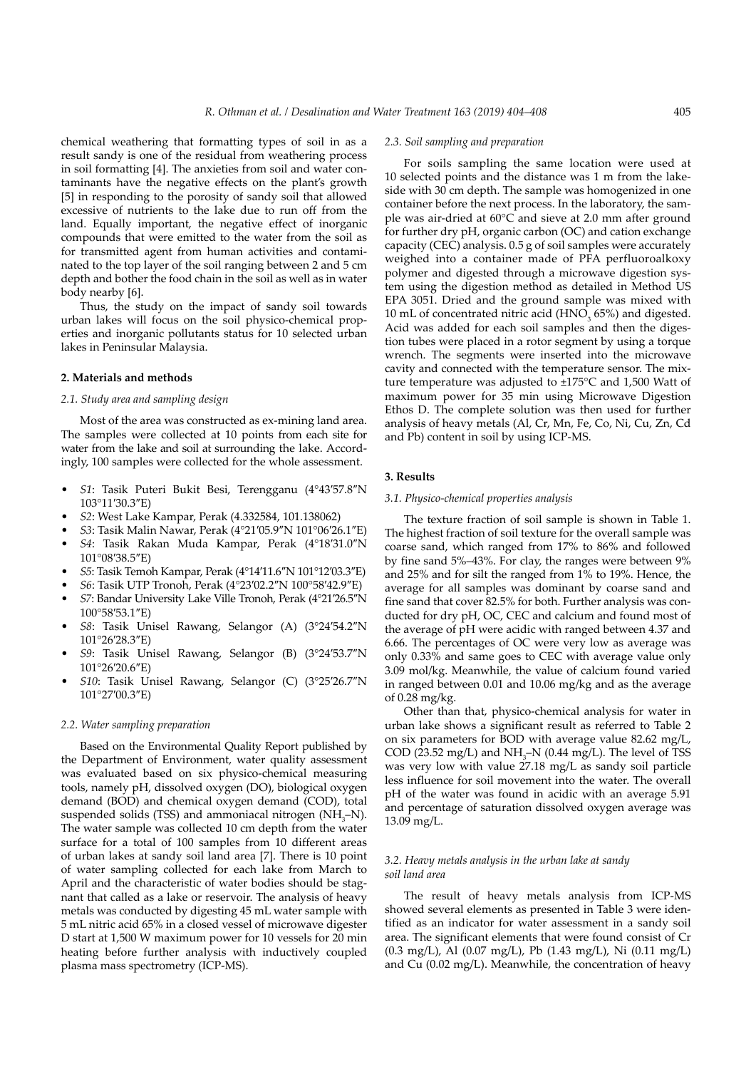chemical weathering that formatting types of soil in as a result sandy is one of the residual from weathering process in soil formatting [4]. The anxieties from soil and water contaminants have the negative effects on the plant's growth [5] in responding to the porosity of sandy soil that allowed excessive of nutrients to the lake due to run off from the land. Equally important, the negative effect of inorganic compounds that were emitted to the water from the soil as for transmitted agent from human activities and contaminated to the top layer of the soil ranging between 2 and 5 cm depth and bother the food chain in the soil as well as in water body nearby [6].

Thus, the study on the impact of sandy soil towards urban lakes will focus on the soil physico-chemical properties and inorganic pollutants status for 10 selected urban lakes in Peninsular Malaysia.

## 2. Materials and methods

### 2.1. Study area and sampling design

Most of the area was constructed as ex-mining land area. The samples were collected at 10 points from each site for water from the lake and soil at surrounding the lake. Accordingly, 100 samples were collected for the whole assessment.

- *S1*: Tasik Puteri Bukit Besi, Terengganu (4°43′57.8″N 103°11′30.3″E)
- *S2*: West Lake Kampar, Perak (4.332584, 101.138062)
- *S3*: Tasik Malin Nawar, Perak (4°21′05.9″N 101°06′26.1″E)
- *S4*: Tasik Rakan Muda Kampar, Perak (4°18′31.0″N 101°08′38.5″E)
- *S5*: Tasik Temoh Kampar, Perak (4°14′11.6″N 101°12′03.3″E)
- *S6*: Tasik UTP Tronoh, Perak (4°23′02.2″N 100°58′42.9″E)
- *S7*: Bandar University Lake Ville Tronoh, Perak (4°21′26.5″N 100°58′53.1″E)
- *S8*: Tasik Unisel Rawang, Selangor (A) (3°24′54.2″N 101°26′28.3″E)
- *S9*: Tasik Unisel Rawang, Selangor (B) (3°24′53.7″N 101°26′20.6″E)
- *S10*: Tasik Unisel Rawang, Selangor (C) (3°25′26.7″N 101°27′00.3″E)

### 2.2. Water sampling preparation

Based on the Environmental Quality Report published by the Department of Environment, water quality assessment was evaluated based on six physico-chemical measuring tools, namely pH, dissolved oxygen (DO), biological oxygen demand (BOD) and chemical oxygen demand (COD), total suspended solids (TSS) and ammoniacal nitrogen ($NH_3$–N). The water sample was collected 10 cm depth from the water surface for a total of 100 samples from 10 different areas of urban lakes at sandy soil land area [7]. There is 10 point of water sampling collected for each lake from March to April and the characteristic of water bodies should be stagnant that called as a lake or reservoir. The analysis of heavy metals was conducted by digesting 45 mL water sample with 5 mL nitric acid 65% in a closed vessel of microwave digester D start at 1,500 W maximum power for 10 vessels for 20 min heating before further analysis with inductively coupled plasma mass spectrometry (ICP-MS).

### 2.3. Soil sampling and preparation

For soils sampling the same location were used at 10 selected points and the distance was 1 m from the lakeside with 30 cm depth. The sample was homogenized in one container before the next process. In the laboratory, the sample was air-dried at 60°C and sieve at 2.0 mm after ground for further dry pH, organic carbon (OC) and cation exchange capacity (CEC) analysis. 0.5 g of soil samples were accurately weighed into a container made of PFA perfluoroalkoxy polymer and digested through a microwave digestion system using the digestion method as detailed in Method US EPA 3051. Dried and the ground sample was mixed with 10 mL of concentrated nitric acid ($HNO_3$ 65%) and digested. Acid was added for each soil samples and then the digestion tubes were placed in a rotor segment by using a torque wrench. The segments were inserted into the microwave cavity and connected with the temperature sensor. The mixture temperature was adjusted to ±175°C and 1,500 Watt of maximum power for 35 min using Microwave Digestion Ethos D. The complete solution was then used for further analysis of heavy metals (Al, Cr, Mn, Fe, Co, Ni, Cu, Zn, Cd and Pb) content in soil by using ICP-MS.

## 3. Results

### 3.1. Physico-chemical properties analysis

The texture fraction of soil sample is shown in Table 1. The highest fraction of soil texture for the overall sample was coarse sand, which ranged from 17% to 86% and followed by fine sand 5%–43%. For clay, the ranges were between 9% and 25% and for silt the ranged from 1% to 19%. Hence, the average for all samples was dominant by coarse sand and fine sand that cover 82.5% for both. Further analysis was conducted for dry pH, OC, CEC and calcium and found most of the average of pH were acidic with ranged between 4.37 and 6.66. The percentages of OC were very low as average was only 0.33% and same goes to CEC with average value only 3.09 mol/kg. Meanwhile, the value of calcium found varied in ranged between 0.01 and 10.06 mg/kg and as the average of 0.28 mg/kg.

Other than that, physico-chemical analysis for water in urban lake shows a significant result as referred to Table 2 on six parameters for BOD with average value 82.62 mg/L, COD (23.52 mg/L) and $NH_3$–N (0.44 mg/L). The level of TSS was very low with value 27.18 mg/L as sandy soil particle less influence for soil movement into the water. The overall pH of the water was found in acidic with an average 5.91 and percentage of saturation dissolved oxygen average was 13.09 mg/L.

### 3.2. Heavy metals analysis in the urban lake at sandy soil land area

The result of heavy metals analysis from ICP-MS showed several elements as presented in Table 3 were identified as an indicator for water assessment in a sandy soil area. The significant elements that were found consist of Cr (0.3 mg/L), Al (0.07 mg/L), Pb (1.43 mg/L), Ni (0.11 mg/L) and Cu (0.02 mg/L). Meanwhile, the concentration of heavy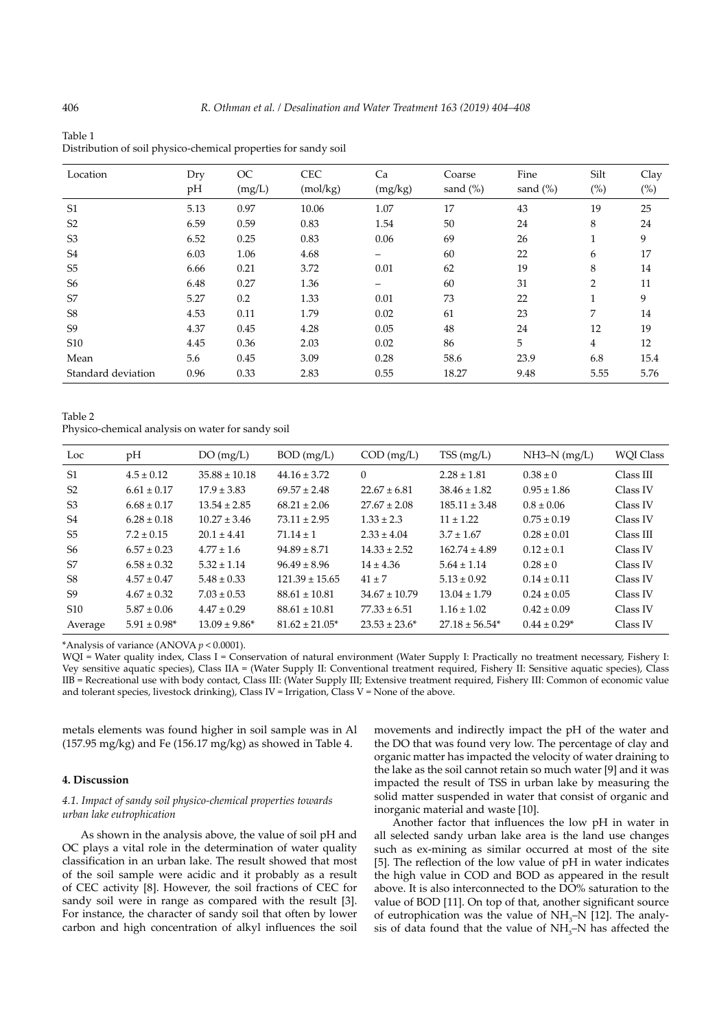Table 1
Distribution of soil physico-chemical properties for sandy soil

| Location | Dry pH | OC (mg/L) | CEC (mol/kg) | Ca (mg/kg) | Coarse sand (%) | Fine sand (%) | Silt (%) | Clay (%) |
|---|---|---|---|---|---|---|---|---|
| S1 | 5.13 | 0.97 | 10.06 | 1.07 | 17 | 43 | 19 | 25 |
| S2 | 6.59 | 0.59 | 0.83 | 1.54 | 50 | 24 | 8 | 24 |
| S3 | 6.52 | 0.25 | 0.83 | 0.06 | 69 | 26 | 1 | 9 |
| S4 | 6.03 | 1.06 | 4.68 | – | 60 | 22 | 6 | 17 |
| S5 | 6.66 | 0.21 | 3.72 | 0.01 | 62 | 19 | 8 | 14 |
| S6 | 6.48 | 0.27 | 1.36 | – | 60 | 31 | 2 | 11 |
| S7 | 5.27 | 0.2 | 1.33 | 0.01 | 73 | 22 | 1 | 9 |
| S8 | 4.53 | 0.11 | 1.79 | 0.02 | 61 | 23 | 7 | 14 |
| S9 | 4.37 | 0.45 | 4.28 | 0.05 | 48 | 24 | 12 | 19 |
| S10 | 4.45 | 0.36 | 2.03 | 0.02 | 86 | 5 | 4 | 12 |
| Mean | 5.6 | 0.45 | 3.09 | 0.28 | 58.6 | 23.9 | 6.8 | 15.4 |
| Standard deviation | 0.96 | 0.33 | 2.83 | 0.55 | 18.27 | 9.48 | 5.55 | 5.76 |

Table 2
Physico-chemical analysis on water for sandy soil

| Loc | pH | DO (mg/L) | BOD (mg/L) | COD (mg/L) | TSS (mg/L) | NH3–N (mg/L) | WQI Class |
|---|---|---|---|---|---|---|---|
| S1 | 4.5 ± 0.12 | 35.88 ± 10.18 | 44.16 ± 3.72 | 0 | 2.28 ± 1.81 | 0.38 ± 0 | Class III |
| S2 | 6.61 ± 0.17 | 17.9 ± 3.83 | 69.57 ± 2.48 | 22.67 ± 6.81 | 38.46 ± 1.82 | 0.95 ± 1.86 | Class IV |
| S3 | 6.68 ± 0.17 | 13.54 ± 2.85 | 68.21 ± 2.06 | 27.67 ± 2.08 | 185.11 ± 3.48 | 0.8 ± 0.06 | Class IV |
| S4 | 6.28 ± 0.18 | 10.27 ± 3.46 | 73.11 ± 2.95 | 1.33 ± 2.3 | 11 ± 1.22 | 0.75 ± 0.19 | Class IV |
| S5 | 7.2 ± 0.15 | 20.1 ± 4.41 | 71.14 ± 1 | 2.33 ± 4.04 | 3.7 ± 1.67 | 0.28 ± 0.01 | Class III |
| S6 | 6.57 ± 0.23 | 4.77 ± 1.6 | 94.89 ± 8.71 | 14.33 ± 2.52 | 162.74 ± 4.89 | 0.12 ± 0.1 | Class IV |
| S7 | 6.58 ± 0.32 | 5.32 ± 1.14 | 96.49 ± 8.96 | 14 ± 4.36 | 5.64 ± 1.14 | 0.28 ± 0 | Class IV |
| S8 | 4.57 ± 0.47 | 5.48 ± 0.33 | 121.39 ± 15.65 | 41 ± 7 | 5.13 ± 0.92 | 0.14 ± 0.11 | Class IV |
| S9 | 4.67 ± 0.32 | 7.03 ± 0.53 | 88.61 ± 10.81 | 34.67 ± 10.79 | 13.04 ± 1.79 | 0.24 ± 0.05 | Class IV |
| S10 | 5.87 ± 0.06 | 4.47 ± 0.29 | 88.61 ± 10.81 | 77.33 ± 6.51 | 1.16 ± 1.02 | 0.42 ± 0.09 | Class IV |
| Average | 5.91 ± 0.98* | 13.09 ± 9.86* | 81.62 ± 21.05* | 23.53 ± 23.6* | 27.18 ± 56.54* | 0.44 ± 0.29* | Class IV |

*Analysis of variance (ANOVA $p < 0.0001$).

WQI = Water quality index, Class I = Conservation of natural environment (Water Supply I: Practically no treatment necessary, Fishery I: Vey sensitive aquatic species), Class IIA = (Water Supply II: Conventional treatment required, Fishery II: Sensitive aquatic species), Class IIB = Recreational use with body contact, Class III: (Water Supply III; Extensive treatment required, Fishery III: Common of economic value and tolerant species, livestock drinking), Class IV = Irrigation, Class V = None of the above.

metals elements was found higher in soil sample was in Al (157.95 mg/kg) and Fe (156.17 mg/kg) as showed in Table 4.

## 4. Discussion

### 4.1. Impact of sandy soil physico-chemical properties towards urban lake eutrophication

As shown in the analysis above, the value of soil pH and OC plays a vital role in the determination of water quality classification in an urban lake. The result showed that most of the soil sample were acidic and it probably as a result of CEC activity [8]. However, the soil fractions of CEC for sandy soil were in range as compared with the result [3]. For instance, the character of sandy soil that often by lower carbon and high concentration of alkyl influences the soil movements and indirectly impact the pH of the water and the DO that was found very low. The percentage of clay and organic matter has impacted the velocity of water draining to the lake as the soil cannot retain so much water [9] and it was impacted the result of TSS in urban lake by measuring the solid matter suspended in water that consist of organic and inorganic material and waste [10].

Another factor that influences the low pH in water in all selected sandy urban lake area is the land use changes such as ex-mining as similar occurred at most of the site [5]. The reflection of the low value of pH in water indicates the high value in COD and BOD as appeared in the result above. It is also interconnected to the DO% saturation to the value of BOD [11]. On top of that, another significant source of eutrophication was the value of $NH_3$–N [12]. The analysis of data found that the value of $NH_3$–N has affected the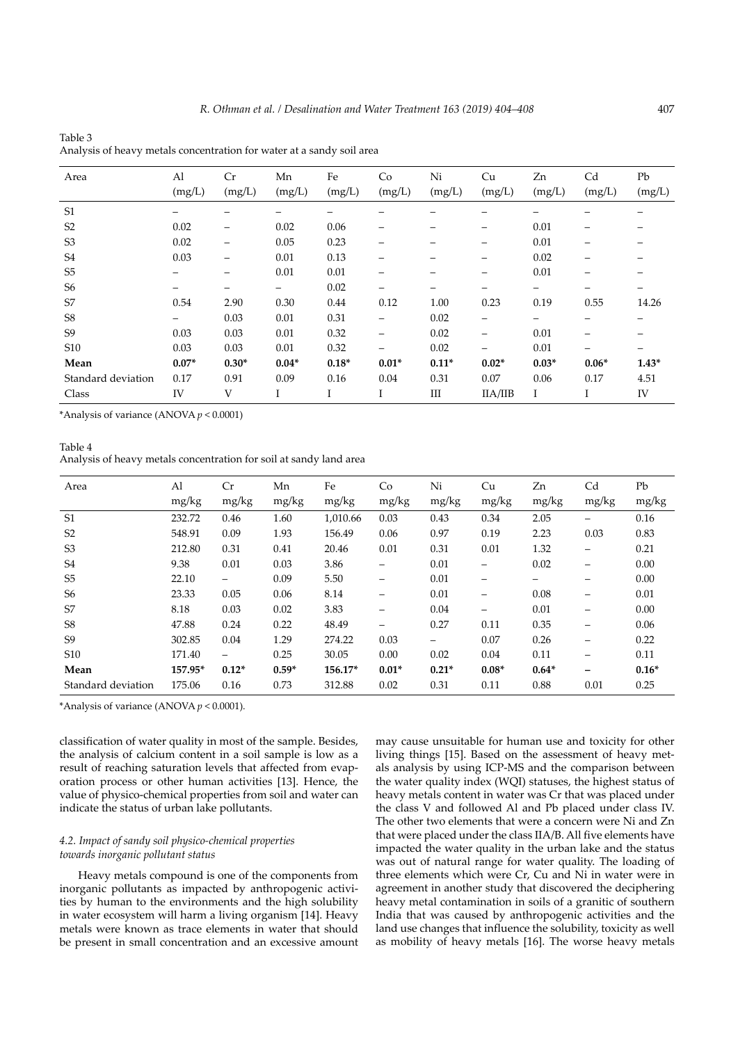Table 3
Analysis of heavy metals concentration for water at a sandy soil area

| Area | Al (mg/L) | Cr (mg/L) | Mn (mg/L) | Fe (mg/L) | Co (mg/L) | Ni (mg/L) | Cu (mg/L) | Zn (mg/L) | Cd (mg/L) | Pb (mg/L) |
|---|---|---|---|---|---|---|---|---|---|---|
| S1 | – | – | – | – | – | – | – | – | – | – |
| S2 | 0.02 | – | 0.02 | 0.06 | – | – | – | 0.01 | – | – |
| S3 | 0.02 | – | 0.05 | 0.23 | – | – | – | 0.01 | – | – |
| S4 | 0.03 | – | 0.01 | 0.13 | – | – | – | 0.02 | – | – |
| S5 | – | – | 0.01 | 0.01 | – | – | – | 0.01 | – | – |
| S6 | – | – | – | 0.02 | – | – | – | – | – | – |
| S7 | 0.54 | 2.90 | 0.30 | 0.44 | 0.12 | 1.00 | 0.23 | 0.19 | 0.55 | 14.26 |
| S8 | – | 0.03 | 0.01 | 0.31 | – | 0.02 | – | – | – | – |
| S9 | 0.03 | 0.03 | 0.01 | 0.32 | – | 0.02 | – | 0.01 | – | – |
| S10 | 0.03 | 0.03 | 0.01 | 0.32 | – | 0.02 | – | 0.01 | – | – |
| **Mean** | **0.07*** | **0.30*** | **0.04*** | **0.18*** | **0.01*** | **0.11*** | **0.02*** | **0.03*** | **0.06*** | **1.43*** |
| Standard deviation | 0.17 | 0.91 | 0.09 | 0.16 | 0.04 | 0.31 | 0.07 | 0.06 | 0.17 | 4.51 |
| Class | IV | V | I | I | I | III | IIA/IIB | I | I | IV |

*Analysis of variance (ANOVA $p < 0.0001$)

Table 4
Analysis of heavy metals concentration for soil at sandy land area

| Area | Al mg/kg | Cr mg/kg | Mn mg/kg | Fe mg/kg | Co mg/kg | Ni mg/kg | Cu mg/kg | Zn mg/kg | Cd mg/kg | Pb mg/kg |
|---|---|---|---|---|---|---|---|---|---|---|
| S1 | 232.72 | 0.46 | 1.60 | 1,010.66 | 0.03 | 0.43 | 0.34 | 2.05 | – | 0.16 |
| S2 | 548.91 | 0.09 | 1.93 | 156.49 | 0.06 | 0.97 | 0.19 | 2.23 | 0.03 | 0.83 |
| S3 | 212.80 | 0.31 | 0.41 | 20.46 | 0.01 | 0.31 | 0.01 | 1.32 | – | 0.21 |
| S4 | 9.38 | 0.01 | 0.03 | 3.86 | – | 0.01 | – | 0.02 | – | 0.00 |
| S5 | 22.10 | – | 0.09 | 5.50 | – | 0.01 | – | – | – | 0.00 |
| S6 | 23.33 | 0.05 | 0.06 | 8.14 | – | 0.01 | – | 0.08 | – | 0.01 |
| S7 | 8.18 | 0.03 | 0.02 | 3.83 | – | 0.04 | – | 0.01 | – | 0.00 |
| S8 | 47.88 | 0.24 | 0.22 | 48.49 | – | 0.27 | 0.11 | 0.35 | – | 0.06 |
| S9 | 302.85 | 0.04 | 1.29 | 274.22 | 0.03 | – | 0.07 | 0.26 | – | 0.22 |
| S10 | 171.40 | – | 0.25 | 30.05 | 0.00 | 0.02 | 0.04 | 0.11 | – | 0.11 |
| **Mean** | **157.95*** | **0.12*** | **0.59*** | **156.17*** | **0.01*** | **0.21*** | **0.08*** | **0.64*** | **–** | **0.16*** |
| Standard deviation | 175.06 | 0.16 | 0.73 | 312.88 | 0.02 | 0.31 | 0.11 | 0.88 | 0.01 | 0.25 |

*Analysis of variance (ANOVA $p < 0.0001$).

classification of water quality in most of the sample. Besides, the analysis of calcium content in a soil sample is low as a result of reaching saturation levels that affected from evaporation process or other human activities [13]. Hence, the value of physico-chemical properties from soil and water can indicate the status of urban lake pollutants.

### 4.2. Impact of sandy soil physico-chemical properties towards inorganic pollutant status

Heavy metals compound is one of the components from inorganic pollutants as impacted by anthropogenic activities by human to the environments and the high solubility in water ecosystem will harm a living organism [14]. Heavy metals were known as trace elements in water that should be present in small concentration and an excessive amount may cause unsuitable for human use and toxicity for other living things [15]. Based on the assessment of heavy metals analysis by using ICP-MS and the comparison between the water quality index (WQI) statuses, the highest status of heavy metals content in water was Cr that was placed under the class V and followed Al and Pb placed under class IV. The other two elements that were a concern were Ni and Zn that were placed under the class IIA/B. All five elements have impacted the water quality in the urban lake and the status was out of natural range for water quality. The loading of three elements which were Cr, Cu and Ni in water were in agreement in another study that discovered the deciphering heavy metal contamination in soils of a granitic of southern India that was caused by anthropogenic activities and the land use changes that influence the solubility, toxicity as well as mobility of heavy metals [16]. The worse heavy metals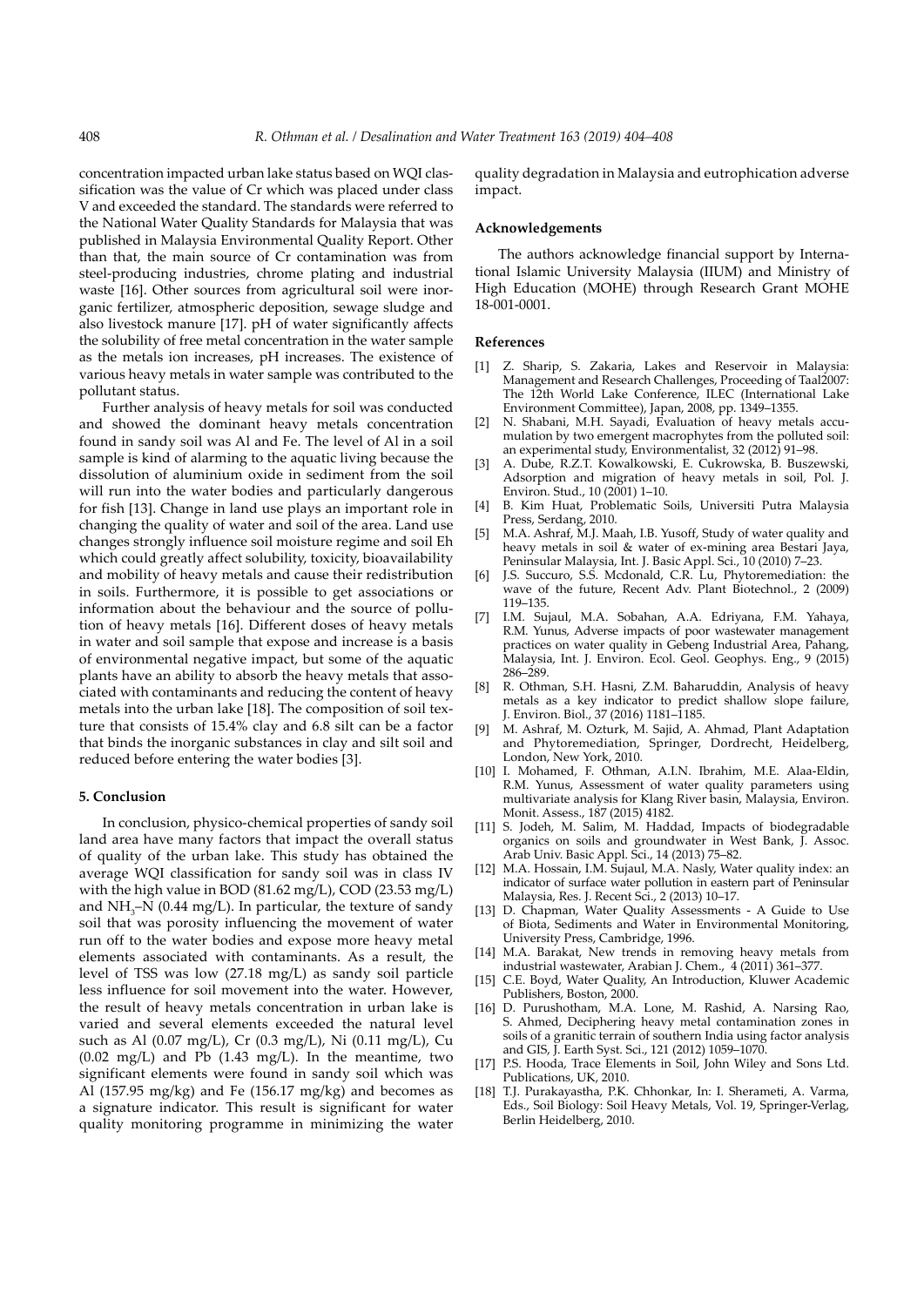concentration impacted urban lake status based on WQI classification was the value of Cr which was placed under class V and exceeded the standard. The standards were referred to the National Water Quality Standards for Malaysia that was published in Malaysia Environmental Quality Report. Other than that, the main source of Cr contamination was from steel-producing industries, chrome plating and industrial waste [16]. Other sources from agricultural soil were inorganic fertilizer, atmospheric deposition, sewage sludge and also livestock manure [17]. pH of water significantly affects the solubility of free metal concentration in the water sample as the metals ion increases, pH increases. The existence of various heavy metals in water sample was contributed to the pollutant status.

Further analysis of heavy metals for soil was conducted and showed the dominant heavy metals concentration found in sandy soil was Al and Fe. The level of Al in a soil sample is kind of alarming to the aquatic living because the dissolution of aluminium oxide in sediment from the soil will run into the water bodies and particularly dangerous for fish [13]. Change in land use plays an important role in changing the quality of water and soil of the area. Land use changes strongly influence soil moisture regime and soil Eh which could greatly affect solubility, toxicity, bioavailability and mobility of heavy metals and cause their redistribution in soils. Furthermore, it is possible to get associations or information about the behaviour and the source of pollution of heavy metals [16]. Different doses of heavy metals in water and soil sample that expose and increase is a basis of environmental negative impact, but some of the aquatic plants have an ability to absorb the heavy metals that associated with contaminants and reducing the content of heavy metals into the urban lake [18]. The composition of soil texture that consists of 15.4% clay and 6.8 silt can be a factor that binds the inorganic substances in clay and silt soil and reduced before entering the water bodies [3].

## 5. Conclusion

In conclusion, physico-chemical properties of sandy soil land area have many factors that impact the overall status of quality of the urban lake. This study has obtained the average WQI classification for sandy soil was in class IV with the high value in BOD (81.62 mg/L), COD (23.53 mg/L) and $NH_3$–N (0.44 mg/L). In particular, the texture of sandy soil that was porosity influencing the movement of water run off to the water bodies and expose more heavy metal elements associated with contaminants. As a result, the level of TSS was low (27.18 mg/L) as sandy soil particle less influence for soil movement into the water. However, the result of heavy metals concentration in urban lake is varied and several elements exceeded the natural level such as Al (0.07 mg/L), Cr (0.3 mg/L), Ni (0.11 mg/L), Cu (0.02 mg/L) and Pb (1.43 mg/L). In the meantime, two significant elements were found in sandy soil which was Al (157.95 mg/kg) and Fe (156.17 mg/kg) and becomes as a signature indicator. This result is significant for water quality monitoring programme in minimizing the water quality degradation in Malaysia and eutrophication adverse impact.

### Acknowledgements

The authors acknowledge financial support by International Islamic University Malaysia (IIUM) and Ministry of High Education (MOHE) through Research Grant MOHE 18-001-0001.

### References

[1] Z. Sharip, S. Zakaria, Lakes and Reservoir in Malaysia: Management and Research Challenges, Proceeding of Taal2007: The 12th World Lake Conference, ILEC (International Lake Environment Committee), Japan, 2008, pp. 1349–1355.

[2] N. Shabani, M.H. Sayadi, Evaluation of heavy metals accumulation by two emergent macrophytes from the polluted soil: an experimental study, Environmentalist, 32 (2012) 91–98.

[3] A. Dube, R.Z.T. Kowalkowski, E. Cukrowska, B. Buszewski, Adsorption and migration of heavy metals in soil, Pol. J. Environ. Stud., 10 (2001) 1–10.

[4] B. Kim Huat, Problematic Soils, Universiti Putra Malaysia Press, Serdang, 2010.

[5] M.A. Ashraf, M.J. Maah, I.B. Yusoff, Study of water quality and heavy metals in soil & water of ex-mining area Bestari Jaya, Peninsular Malaysia, Int. J. Basic Appl. Sci., 10 (2010) 7–23.

[6] J.S. Succuro, S.S. Mcdonald, C.R. Lu, Phytoremediation: the wave of the future, Recent Adv. Plant Biotechnol., 2 (2009) 119–135.

[7] I.M. Sujaul, M.A. Sobahan, A.A. Edriyana, F.M. Yahaya, R.M. Yunus, Adverse impacts of poor wastewater management practices on water quality in Gebeng Industrial Area, Pahang, Malaysia, Int. J. Environ. Ecol. Geol. Geophys. Eng., 9 (2015) 286–289.

[8] R. Othman, S.H. Hasni, Z.M. Baharuddin, Analysis of heavy metals as a key indicator to predict shallow slope failure, J. Environ. Biol., 37 (2016) 1181–1185.

[9] M. Ashraf, M. Ozturk, M. Sajid, A. Ahmad, Plant Adaptation and Phytoremediation, Springer, Dordrecht, Heidelberg, London, New York, 2010.

[10] I. Mohamed, F. Othman, A.I.N. Ibrahim, M.E. Alaa-Eldin, R.M. Yunus, Assessment of water quality parameters using multivariate analysis for Klang River basin, Malaysia, Environ. Monit. Assess., 187 (2015) 4182.

[11] S. Jodeh, M. Salim, M. Haddad, Impacts of biodegradable organics on soils and groundwater in West Bank, J. Assoc. Arab Univ. Basic Appl. Sci., 14 (2013) 75–82.

[12] M.A. Hossain, I.M. Sujaul, M.A. Nasly, Water quality index: an indicator of surface water pollution in eastern part of Peninsular Malaysia, Res. J. Recent Sci., 2 (2013) 10–17.

[13] D. Chapman, Water Quality Assessments - A Guide to Use of Biota, Sediments and Water in Environmental Monitoring, University Press, Cambridge, 1996.

[14] M.A. Barakat, New trends in removing heavy metals from industrial wastewater, Arabian J. Chem., 4 (2011) 361–377.

[15] C.E. Boyd, Water Quality, An Introduction, Kluwer Academic Publishers, Boston, 2000.

[16] D. Purushotham, M.A. Lone, M. Rashid, A. Narsing Rao, S. Ahmed, Deciphering heavy metal contamination zones in soils of a granitic terrain of southern India using factor analysis and GIS, J. Earth Syst. Sci., 121 (2012) 1059–1070.

[17] P.S. Hooda, Trace Elements in Soil, John Wiley and Sons Ltd. Publications, UK, 2010.

[18] T.J. Purakayastha, P.K. Chhonkar, In: I. Sherameti, A. Varma, Eds., Soil Biology: Soil Heavy Metals, Vol. 19, Springer-Verlag, Berlin Heidelberg, 2010.